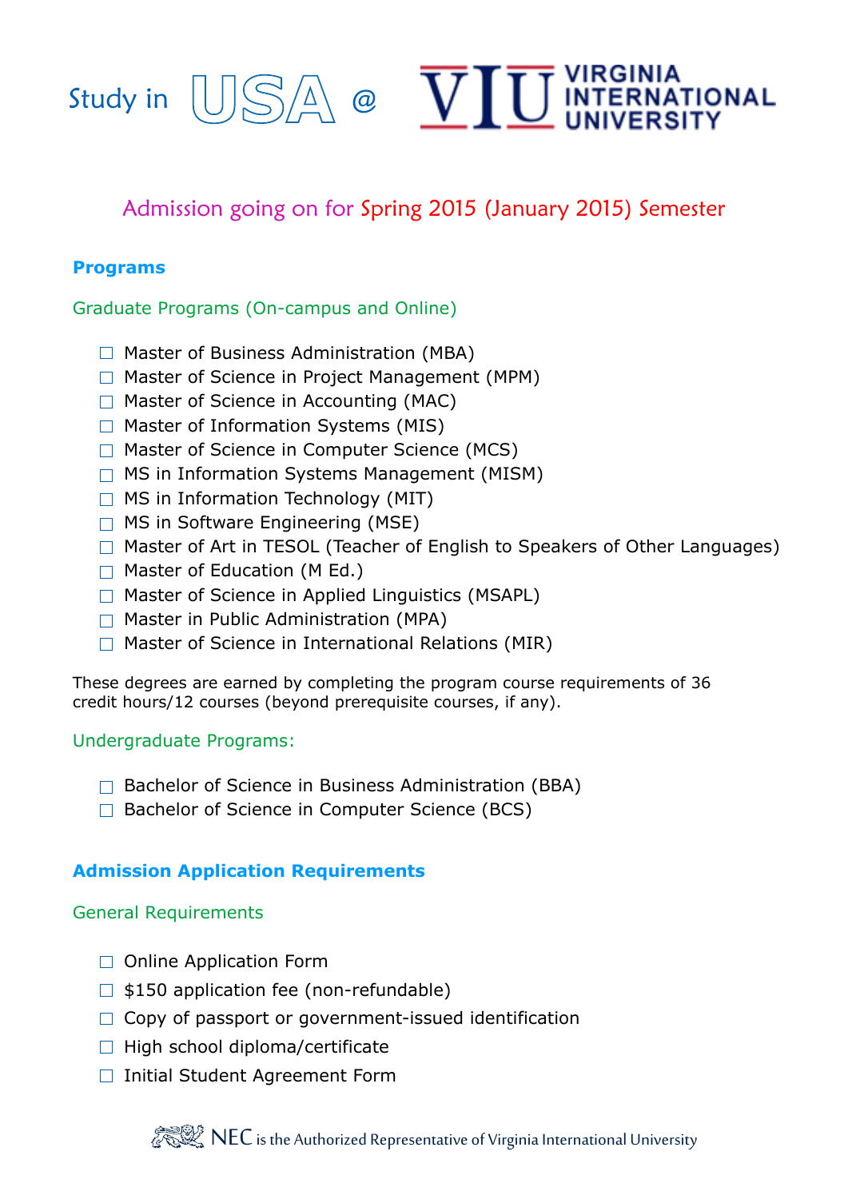# Study in USA @ VIU VIRGINIA INTERNATIONAL UNIVERSITY

Admission going on for Spring 2015 (January 2015) Semester

## Programs

### Graduate Programs (On-campus and Online)

- Master of Business Administration (MBA)
- Master of Science in Project Management (MPM)
- Master of Science in Accounting (MAC)
- Master of Information Systems (MIS)
- Master of Science in Computer Science (MCS)
- MS in Information Systems Management (MISM)
- MS in Information Technology (MIT)
- MS in Software Engineering (MSE)
- Master of Art in TESOL (Teacher of English to Speakers of Other Languages)
- Master of Education (M Ed.)
- Master of Science in Applied Linguistics (MSAPL)
- Master in Public Administration (MPA)
- Master of Science in International Relations (MIR)

These degrees are earned by completing the program course requirements of 36 credit hours/12 courses (beyond prerequisite courses, if any).

### Undergraduate Programs:

- Bachelor of Science in Business Administration (BBA)
- Bachelor of Science in Computer Science (BCS)

## Admission Application Requirements

### General Requirements

- Online Application Form
- $150 application fee (non-refundable)
- Copy of passport or government-issued identification
- High school diploma/certificate
- Initial Student Agreement Form

NEC is the Authorized Representative of Virginia International University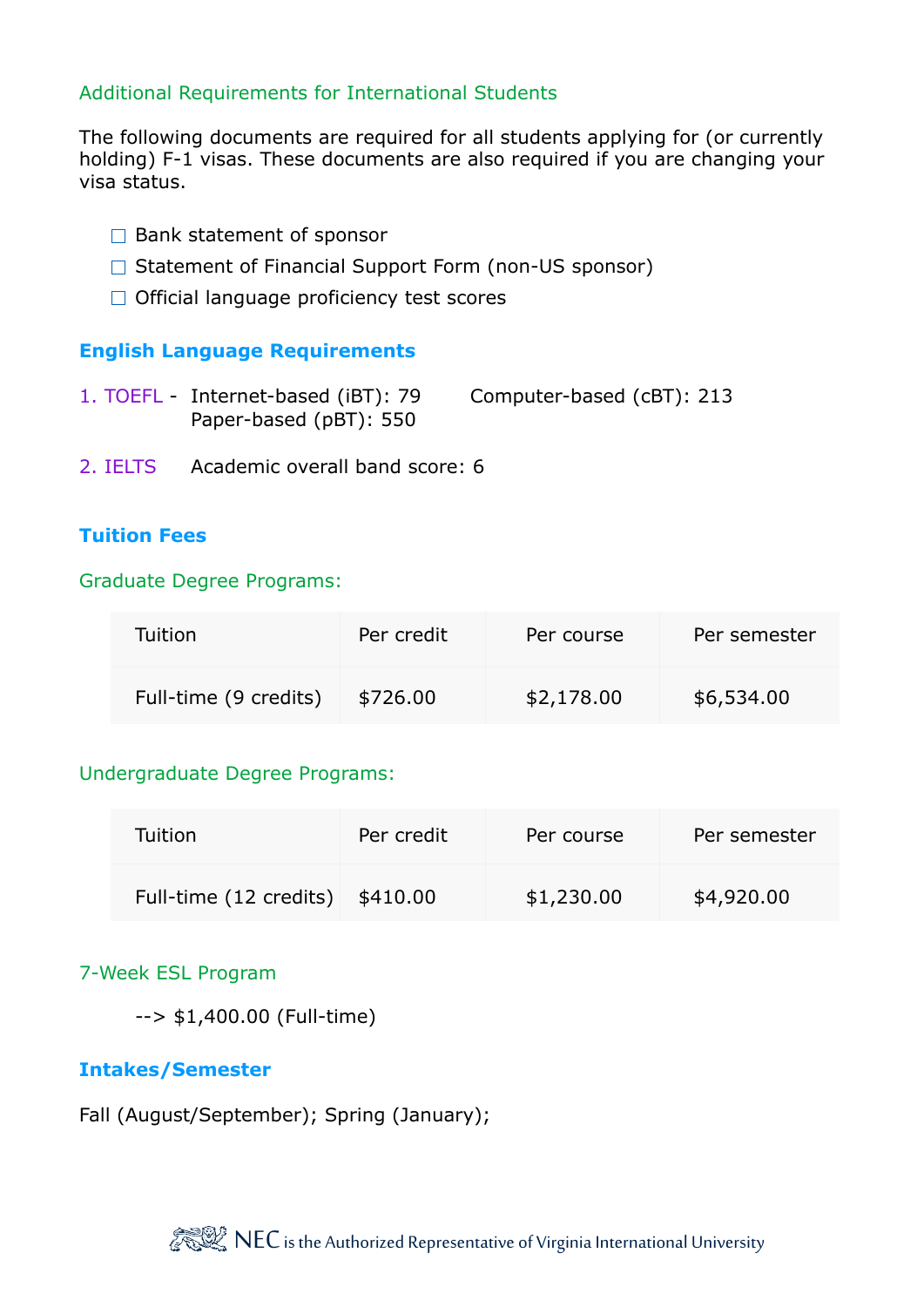### Additional Requirements for International Students

The following documents are required for all students applying for (or currently holding) F-1 visas. These documents are also required if you are changing your visa status.

- [ ] Bank statement of sponsor
- [ ] Statement of Financial Support Form (non-US sponsor)
- [ ] Official language proficiency test scores

## English Language Requirements

1. TOEFL - Internet-based (iBT): 79 Computer-based (cBT): 213
   Paper-based (pBT): 550

2. IELTS Academic overall band score: 6

## Tuition Fees

### Graduate Degree Programs:

| Tuition | Per credit | Per course | Per semester |
| --- | --- | --- | --- |
| Full-time (9 credits) | $726.00 | $2,178.00 | $6,534.00 |

### Undergraduate Degree Programs:

| Tuition | Per credit | Per course | Per semester |
| --- | --- | --- | --- |
| Full-time (12 credits) | $410.00 | $1,230.00 | $4,920.00 |

### 7-Week ESL Program

--> $1,400.00 (Full-time)

## Intakes/Semester

Fall (August/September); Spring (January);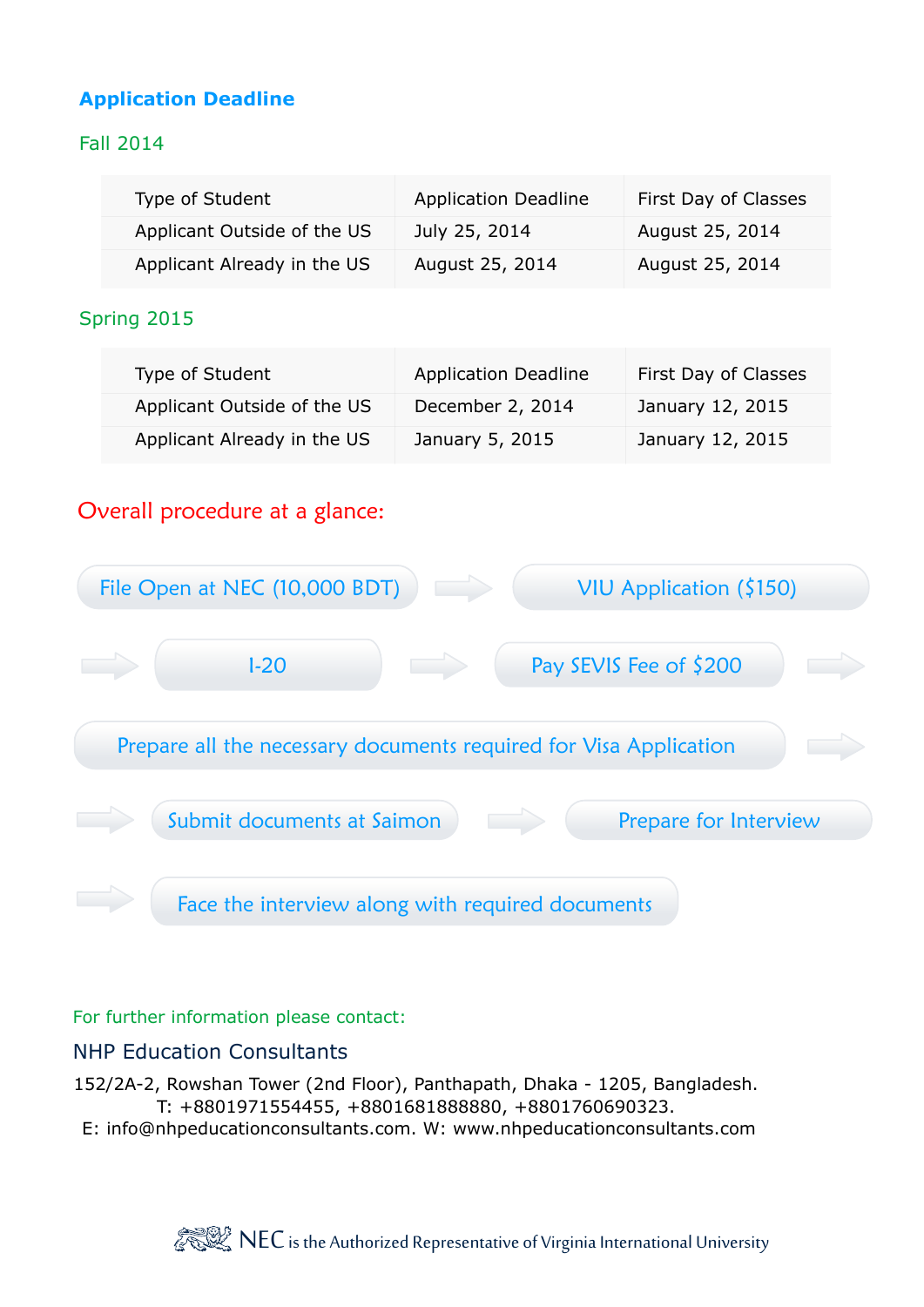## Application Deadline

### Fall 2014

| Type of Student | Application Deadline | First Day of Classes |
|---|---|---|
| Applicant Outside of the US | July 25, 2014 | August 25, 2014 |
| Applicant Already in the US | August 25, 2014 | August 25, 2014 |

### Spring 2015

| Type of Student | Application Deadline | First Day of Classes |
|---|---|---|
| Applicant Outside of the US | December 2, 2014 | January 12, 2015 |
| Applicant Already in the US | January 5, 2015 | January 12, 2015 |

## Overall procedure at a glance:

File Open at NEC (10,000 BDT) → VIU Application ($150) → I-20 → Pay SEVIS Fee of $200 → Prepare all the necessary documents required for Visa Application → Submit documents at Saimon → Prepare for Interview → Face the interview along with required documents

For further information please contact:

**NHP Education Consultants**

152/2A-2, Rowshan Tower (2nd Floor), Panthapath, Dhaka - 1205, Bangladesh.
T: +8801971554455, +8801681888880, +8801760690323.
E: info@nhpeducationconsultants.com. W: www.nhpeducationconsultants.com

NEC is the Authorized Representative of Virginia International University